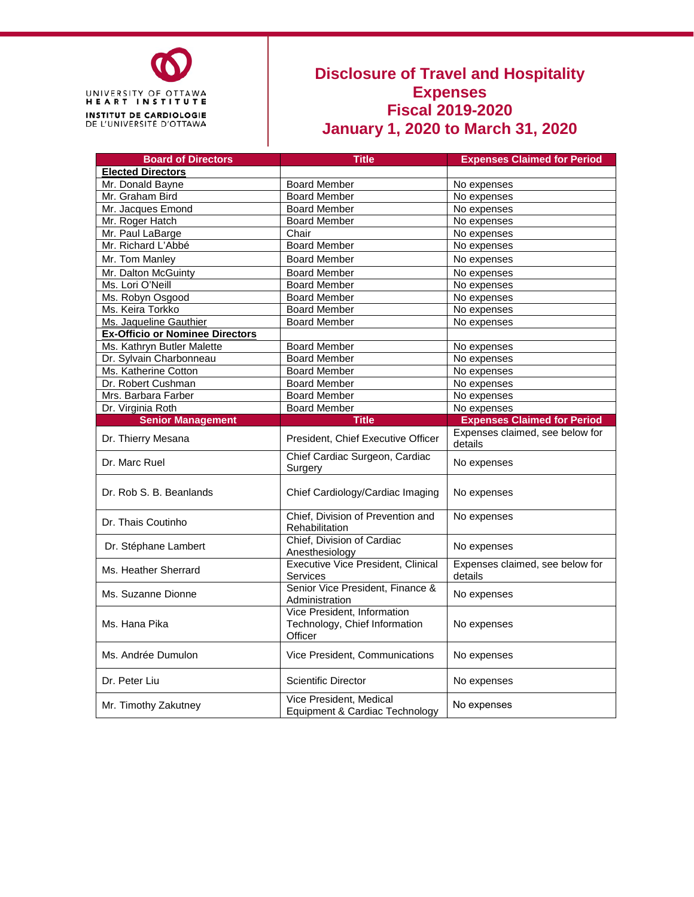UNIVERSITY OF OTTAWA
HEART INSTITUTE
INSTITUT DE CARDIOLOGIE
DE L'UNIVERSITÉ D'OTTAWA

# Disclosure of Travel and Hospitality Expenses
# Fiscal 2019-2020
# January 1, 2020 to March 31, 2020

| Board of Directors | Title | Expenses Claimed for Period |
|---|---|---|
| **Elected Directors** | | |
| Mr. Donald Bayne | Board Member | No expenses |
| Mr. Graham Bird | Board Member | No expenses |
| Mr. Jacques Emond | Board Member | No expenses |
| Mr. Roger Hatch | Board Member | No expenses |
| Mr. Paul LaBarge | Chair | No expenses |
| Mr. Richard L'Abbé | Board Member | No expenses |
| Mr. Tom Manley | Board Member | No expenses |
| Mr. Dalton McGuinty | Board Member | No expenses |
| Ms. Lori O'Neill | Board Member | No expenses |
| Ms. Robyn Osgood | Board Member | No expenses |
| Ms. Keira Torkko | Board Member | No expenses |
| Ms. Jaqueline Gauthier | Board Member | No expenses |
| **Ex-Officio or Nominee Directors** | | |
| Ms. Kathryn Butler Malette | Board Member | No expenses |
| Dr. Sylvain Charbonneau | Board Member | No expenses |
| Ms. Katherine Cotton | Board Member | No expenses |
| Dr. Robert Cushman | Board Member | No expenses |
| Mrs. Barbara Farber | Board Member | No expenses |
| Dr. Virginia Roth | Board Member | No expenses |
| **Senior Management** | **Title** | **Expenses Claimed for Period** |
| Dr. Thierry Mesana | President, Chief Executive Officer | Expenses claimed, see below for details |
| Dr. Marc Ruel | Chief Cardiac Surgeon, Cardiac Surgery | No expenses |
| Dr. Rob S. B. Beanlands | Chief Cardiology/Cardiac Imaging | No expenses |
| Dr. Thais Coutinho | Chief, Division of Prevention and Rehabilitation | No expenses |
| Dr. Stéphane Lambert | Chief, Division of Cardiac Anesthesiology | No expenses |
| Ms. Heather Sherrard | Executive Vice President, Clinical Services | Expenses claimed, see below for details |
| Ms. Suzanne Dionne | Senior Vice President, Finance & Administration | No expenses |
| Ms. Hana Pika | Vice President, Information Technology, Chief Information Officer | No expenses |
| Ms. Andrée Dumulon | Vice President, Communications | No expenses |
| Dr. Peter Liu | Scientific Director | No expenses |
| Mr. Timothy Zakutney | Vice President, Medical Equipment & Cardiac Technology | No expenses |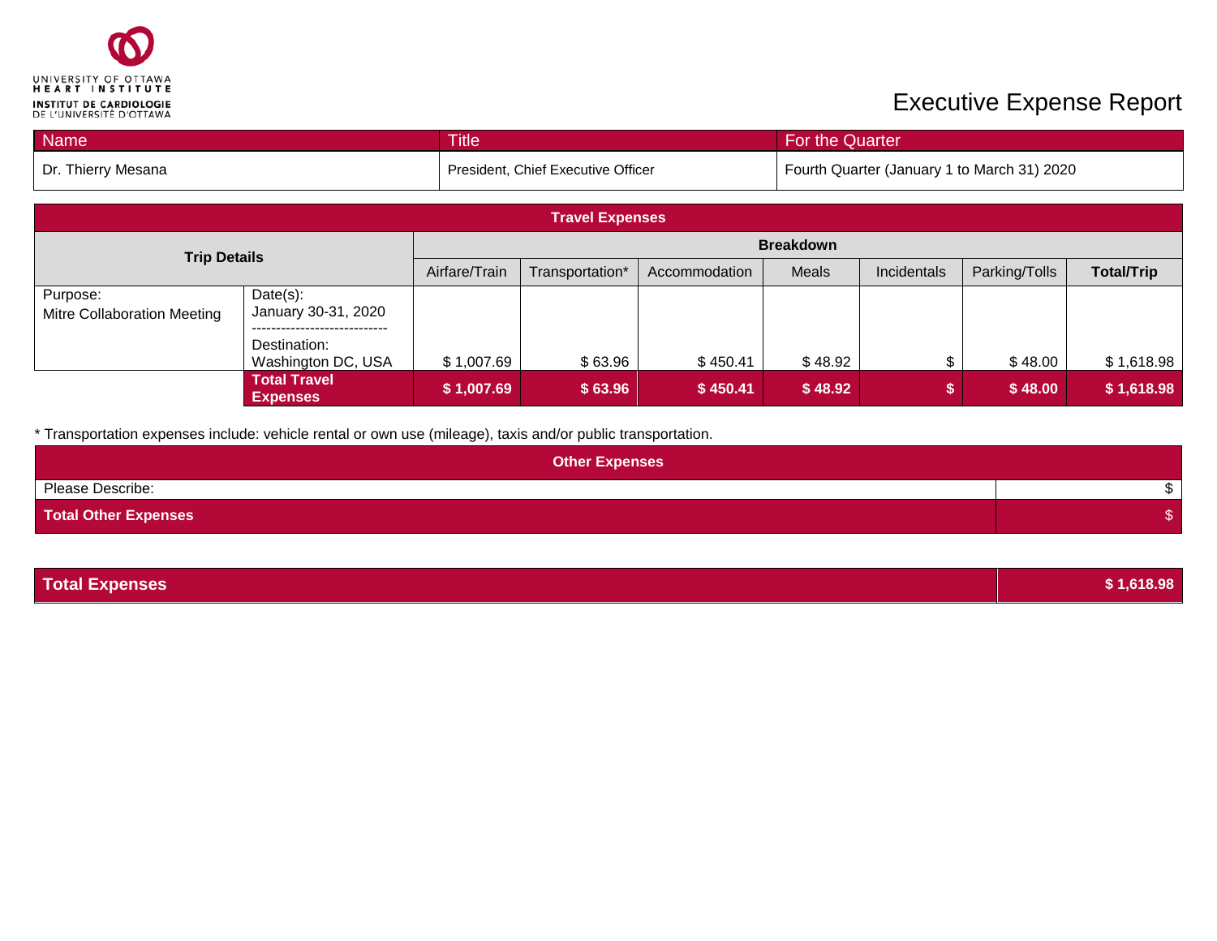UNIVERSITY OF OTTAWA HEART INSTITUTE
INSTITUT DE CARDIOLOGIE DE L'UNIVERSITÉ D'OTTAWA

# Executive Expense Report

| Name | Title | For the Quarter |
|---|---|---|
| Dr. Thierry Mesana | President, Chief Executive Officer | Fourth Quarter (January 1 to March 31) 2020 |

| Travel Expenses | | | | | | | | |
|---|---|---|---|---|---|---|---|---|
| **Trip Details** | | **Breakdown** | | | | | | |
| | | Airfare/Train | Transportation* | Accommodation | Meals | Incidentals | Parking/Tolls | **Total/Trip** |
| Purpose: Mitre Collaboration Meeting | Date(s): January 30-31, 2020 ---------------------------- Destination: Washington DC, USA | $ 1,007.69 | $ 63.96 | $ 450.41 | $ 48.92 | $ | $ 48.00 | $ 1,618.98 |
| | **Total Travel Expenses** | **$ 1,007.69** | **$ 63.96** | **$ 450.41** | **$ 48.92** | **$** | **$ 48.00** | **$ 1,618.98** |

* Transportation expenses include: vehicle rental or own use (mileage), taxis and/or public transportation.

| Other Expenses | |
|---|---|
| Please Describe: | $ |
| **Total Other Expenses** | $ |

| **Total Expenses** | **$ 1,618.98** |
|---|---|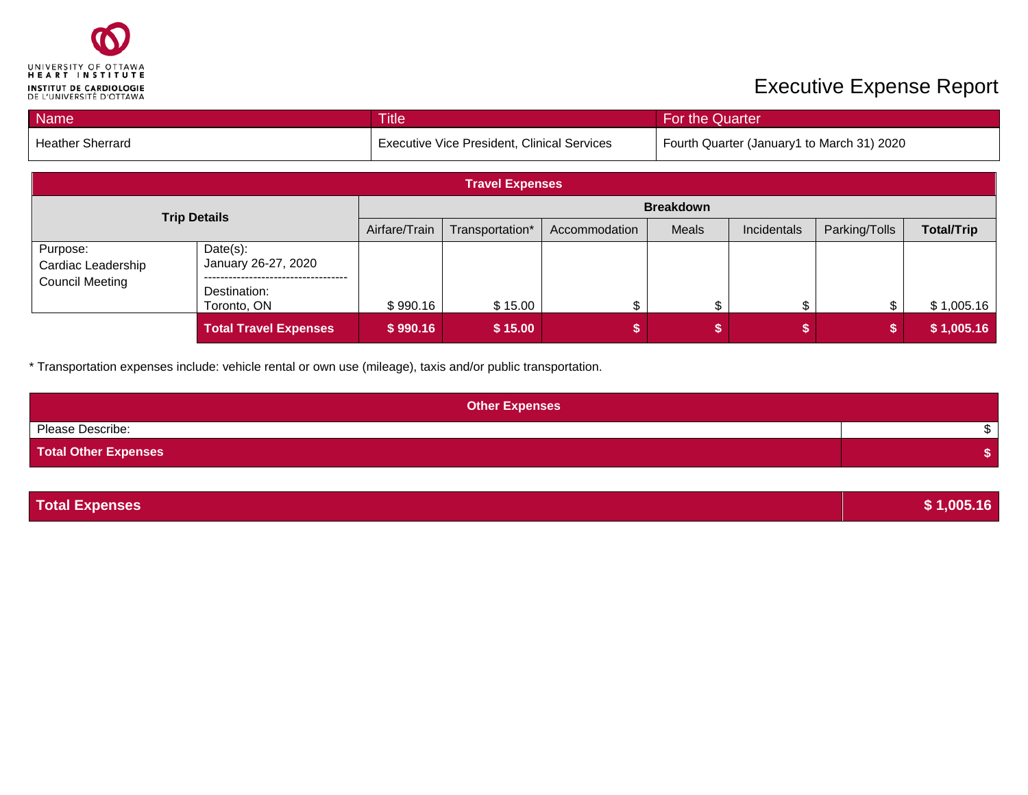UNIVERSITY OF OTTAWA HEART INSTITUTE
INSTITUT DE CARDIOLOGIE DE L'UNIVERSITÉ D'OTTAWA

# Executive Expense Report

| Name | Title | For the Quarter |
|---|---|---|
| Heather Sherrard | Executive Vice President, Clinical Services | Fourth Quarter (January1 to March 31) 2020 |

| Travel Expenses | | | | | | | | |
|---|---|---|---|---|---|---|---|---|
| Trip Details | | Breakdown | | | | | | |
| | | Airfare/Train | Transportation* | Accommodation | Meals | Incidentals | Parking/Tolls | **Total/Trip** |
| Purpose: Cardiac Leadership Council Meeting | Date(s): January 26-27, 2020 ----------------------------------- Destination: Toronto, ON | $ 990.16 | $ 15.00 | $ | $ | $ | $ | $ 1,005.16 |
| | **Total Travel Expenses** | **$ 990.16** | **$ 15.00** | **$** | **$** | **$** | **$** | **$ 1,005.16** |

\* Transportation expenses include: vehicle rental or own use (mileage), taxis and/or public transportation.

| Other Expenses | |
|---|---|
| Please Describe: | $ |
| **Total Other Expenses** | **$** |

| | |
|---|---|
| **Total Expenses** | **$ 1,005.16** |